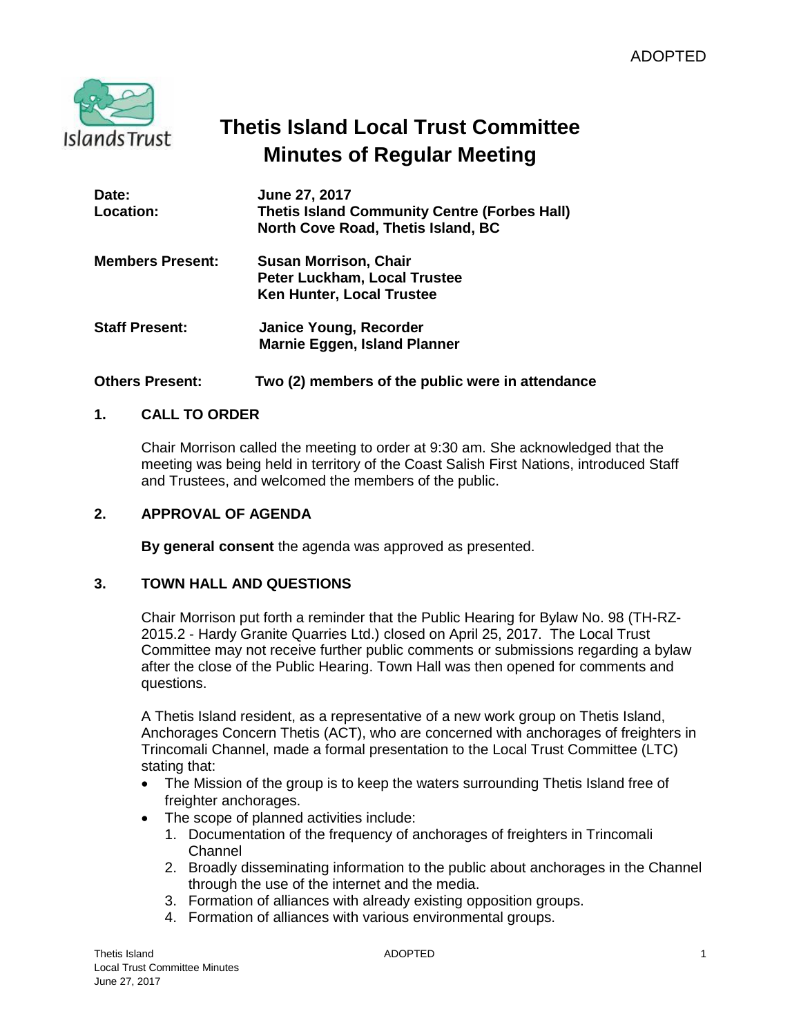ADOPTED

# Thetis Island Local Trust Committee
# Minutes of Regular Meeting

| | |
|---|---|
| **Date:** | **June 27, 2017** |
| **Location:** | **Thetis Island Community Centre (Forbes Hall)** <br> **North Cove Road, Thetis Island, BC** |
| **Members Present:** | **Susan Morrison, Chair** <br> **Peter Luckham, Local Trustee** <br> **Ken Hunter, Local Trustee** |
| **Staff Present:** | **Janice Young, Recorder** <br> **Marnie Eggen, Island Planner** |
| **Others Present:** | **Two (2) members of the public were in attendance** |

## 1. CALL TO ORDER

Chair Morrison called the meeting to order at 9:30 am. She acknowledged that the meeting was being held in territory of the Coast Salish First Nations, introduced Staff and Trustees, and welcomed the members of the public.

## 2. APPROVAL OF AGENDA

**By general consent** the agenda was approved as presented.

## 3. TOWN HALL AND QUESTIONS

Chair Morrison put forth a reminder that the Public Hearing for Bylaw No. 98 (TH-RZ-2015.2 - Hardy Granite Quarries Ltd.) closed on April 25, 2017. The Local Trust Committee may not receive further public comments or submissions regarding a bylaw after the close of the Public Hearing. Town Hall was then opened for comments and questions.

A Thetis Island resident, as a representative of a new work group on Thetis Island, Anchorages Concern Thetis (ACT), who are concerned with anchorages of freighters in Trincomali Channel, made a formal presentation to the Local Trust Committee (LTC) stating that:

- The Mission of the group is to keep the waters surrounding Thetis Island free of freighter anchorages.
- The scope of planned activities include:
  1. Documentation of the frequency of anchorages of freighters in Trincomali Channel
  2. Broadly disseminating information to the public about anchorages in the Channel through the use of the internet and the media.
  3. Formation of alliances with already existing opposition groups.
  4. Formation of alliances with various environmental groups.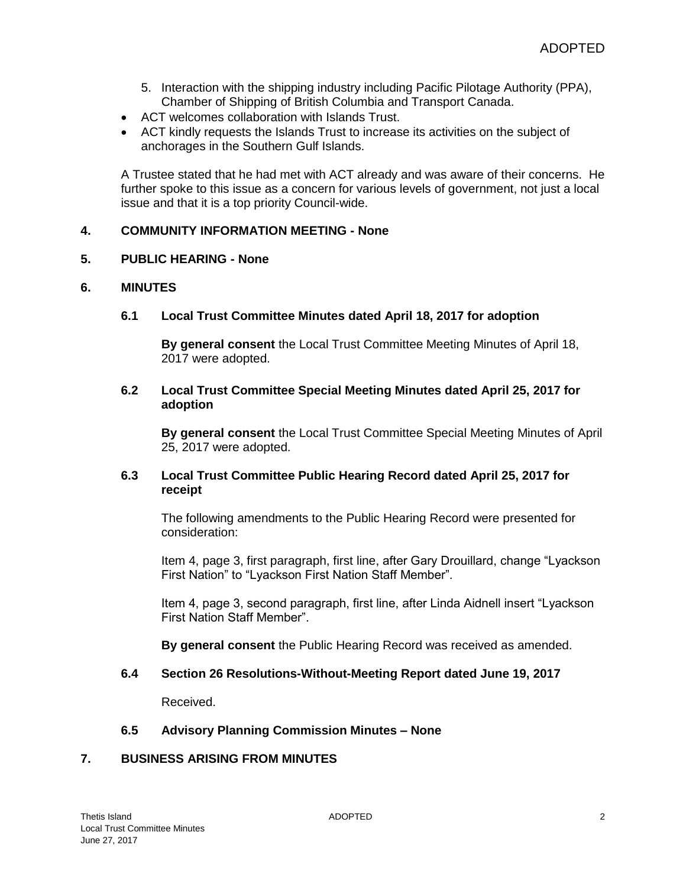5. Interaction with the shipping industry including Pacific Pilotage Authority (PPA), Chamber of Shipping of British Columbia and Transport Canada.

- ACT welcomes collaboration with Islands Trust.
- ACT kindly requests the Islands Trust to increase its activities on the subject of anchorages in the Southern Gulf Islands.

A Trustee stated that he had met with ACT already and was aware of their concerns. He further spoke to this issue as a concern for various levels of government, not just a local issue and that it is a top priority Council-wide.

## 4. COMMUNITY INFORMATION MEETING - None

## 5. PUBLIC HEARING - None

## 6. MINUTES

### 6.1 Local Trust Committee Minutes dated April 18, 2017 for adoption

**By general consent** the Local Trust Committee Meeting Minutes of April 18, 2017 were adopted.

### 6.2 Local Trust Committee Special Meeting Minutes dated April 25, 2017 for adoption

**By general consent** the Local Trust Committee Special Meeting Minutes of April 25, 2017 were adopted.

### 6.3 Local Trust Committee Public Hearing Record dated April 25, 2017 for receipt

The following amendments to the Public Hearing Record were presented for consideration:

Item 4, page 3, first paragraph, first line, after Gary Drouillard, change "Lyackson First Nation" to "Lyackson First Nation Staff Member".

Item 4, page 3, second paragraph, first line, after Linda Aidnell insert "Lyackson First Nation Staff Member".

**By general consent** the Public Hearing Record was received as amended.

### 6.4 Section 26 Resolutions-Without-Meeting Report dated June 19, 2017

Received.

### 6.5 Advisory Planning Commission Minutes – None

## 7. BUSINESS ARISING FROM MINUTES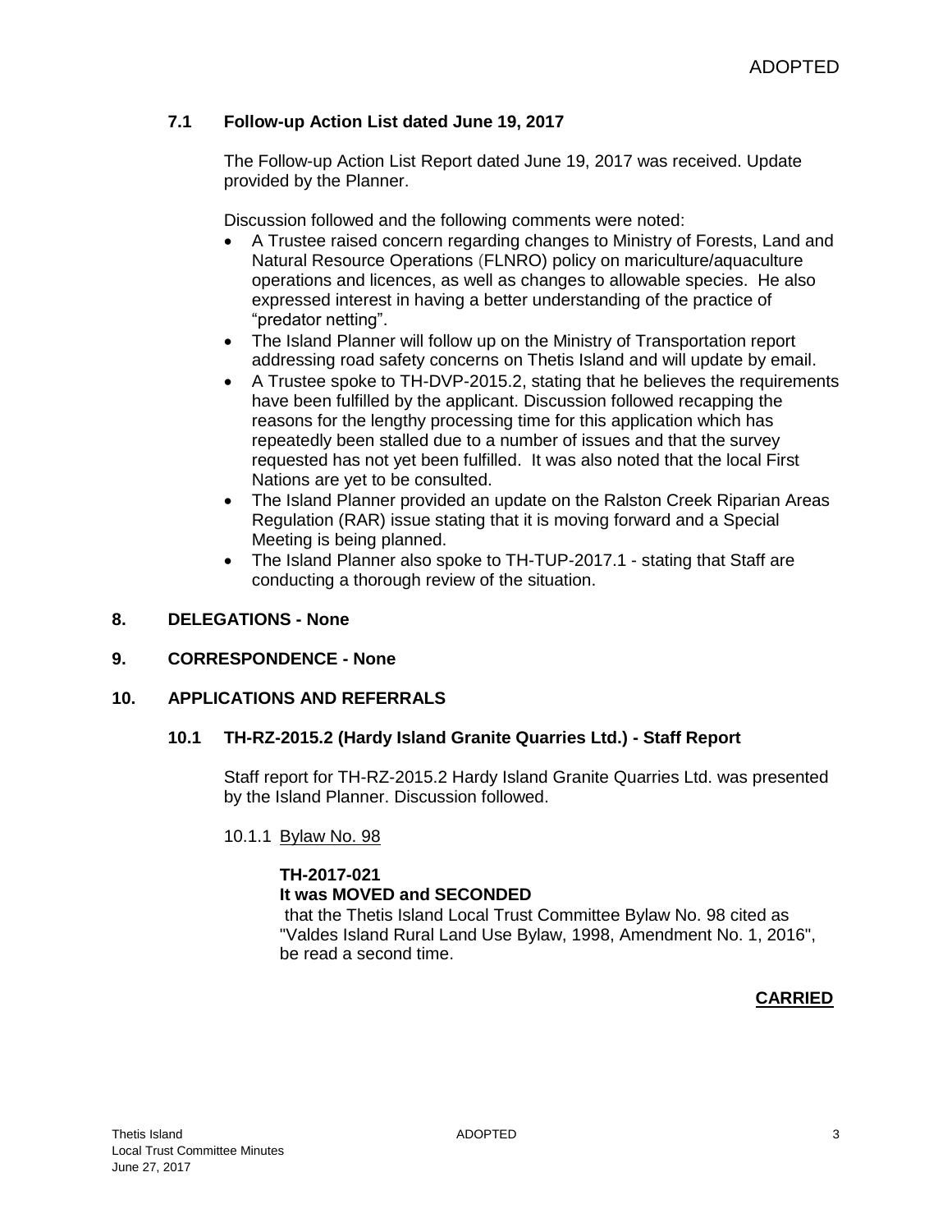### 7.1 Follow-up Action List dated June 19, 2017

The Follow-up Action List Report dated June 19, 2017 was received. Update provided by the Planner.

Discussion followed and the following comments were noted:

- A Trustee raised concern regarding changes to Ministry of Forests, Land and Natural Resource Operations (FLNRO) policy on mariculture/aquaculture operations and licences, as well as changes to allowable species. He also expressed interest in having a better understanding of the practice of "predator netting".
- The Island Planner will follow up on the Ministry of Transportation report addressing road safety concerns on Thetis Island and will update by email.
- A Trustee spoke to TH-DVP-2015.2, stating that he believes the requirements have been fulfilled by the applicant. Discussion followed recapping the reasons for the lengthy processing time for this application which has repeatedly been stalled due to a number of issues and that the survey requested has not yet been fulfilled. It was also noted that the local First Nations are yet to be consulted.
- The Island Planner provided an update on the Ralston Creek Riparian Areas Regulation (RAR) issue stating that it is moving forward and a Special Meeting is being planned.
- The Island Planner also spoke to TH-TUP-2017.1 - stating that Staff are conducting a thorough review of the situation.

## 8. DELEGATIONS - None

## 9. CORRESPONDENCE - None

## 10. APPLICATIONS AND REFERRALS

### 10.1 TH-RZ-2015.2 (Hardy Island Granite Quarries Ltd.) - Staff Report

Staff report for TH-RZ-2015.2 Hardy Island Granite Quarries Ltd. was presented by the Island Planner. Discussion followed.

10.1.1 Bylaw No. 98

**TH-2017-021**
**It was MOVED and SECONDED**
that the Thetis Island Local Trust Committee Bylaw No. 98 cited as "Valdes Island Rural Land Use Bylaw, 1998, Amendment No. 1, 2016", be read a second time.

**CARRIED**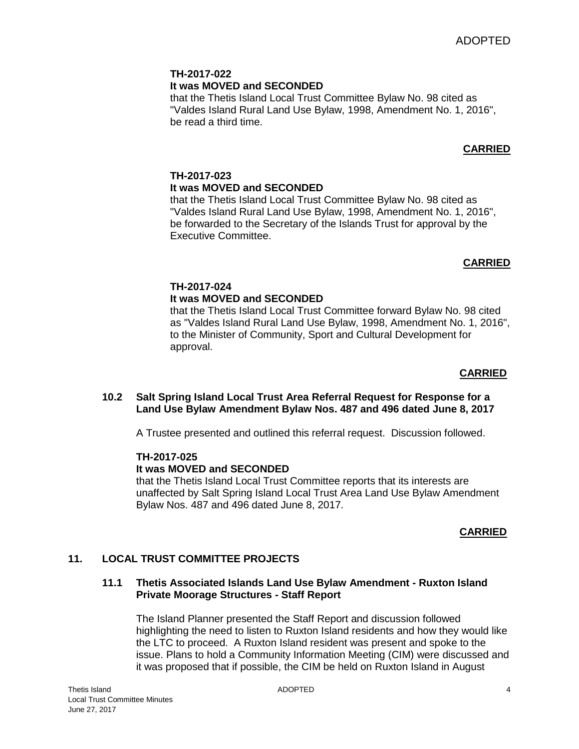**TH-2017-022**
**It was MOVED and SECONDED**
that the Thetis Island Local Trust Committee Bylaw No. 98 cited as "Valdes Island Rural Land Use Bylaw, 1998, Amendment No. 1, 2016", be read a third time.

**CARRIED**

**TH-2017-023**
**It was MOVED and SECONDED**
that the Thetis Island Local Trust Committee Bylaw No. 98 cited as "Valdes Island Rural Land Use Bylaw, 1998, Amendment No. 1, 2016", be forwarded to the Secretary of the Islands Trust for approval by the Executive Committee.

**CARRIED**

**TH-2017-024**
**It was MOVED and SECONDED**
that the Thetis Island Local Trust Committee forward Bylaw No. 98 cited as "Valdes Island Rural Land Use Bylaw, 1998, Amendment No. 1, 2016", to the Minister of Community, Sport and Cultural Development for approval.

**CARRIED**

### 10.2 Salt Spring Island Local Trust Area Referral Request for Response for a Land Use Bylaw Amendment Bylaw Nos. 487 and 496 dated June 8, 2017

A Trustee presented and outlined this referral request. Discussion followed.

**TH-2017-025**
**It was MOVED and SECONDED**
that the Thetis Island Local Trust Committee reports that its interests are unaffected by Salt Spring Island Local Trust Area Land Use Bylaw Amendment Bylaw Nos. 487 and 496 dated June 8, 2017.

**CARRIED**

## 11. LOCAL TRUST COMMITTEE PROJECTS

### 11.1 Thetis Associated Islands Land Use Bylaw Amendment - Ruxton Island Private Moorage Structures - Staff Report

The Island Planner presented the Staff Report and discussion followed highlighting the need to listen to Ruxton Island residents and how they would like the LTC to proceed. A Ruxton Island resident was present and spoke to the issue. Plans to hold a Community Information Meeting (CIM) were discussed and it was proposed that if possible, the CIM be held on Ruxton Island in August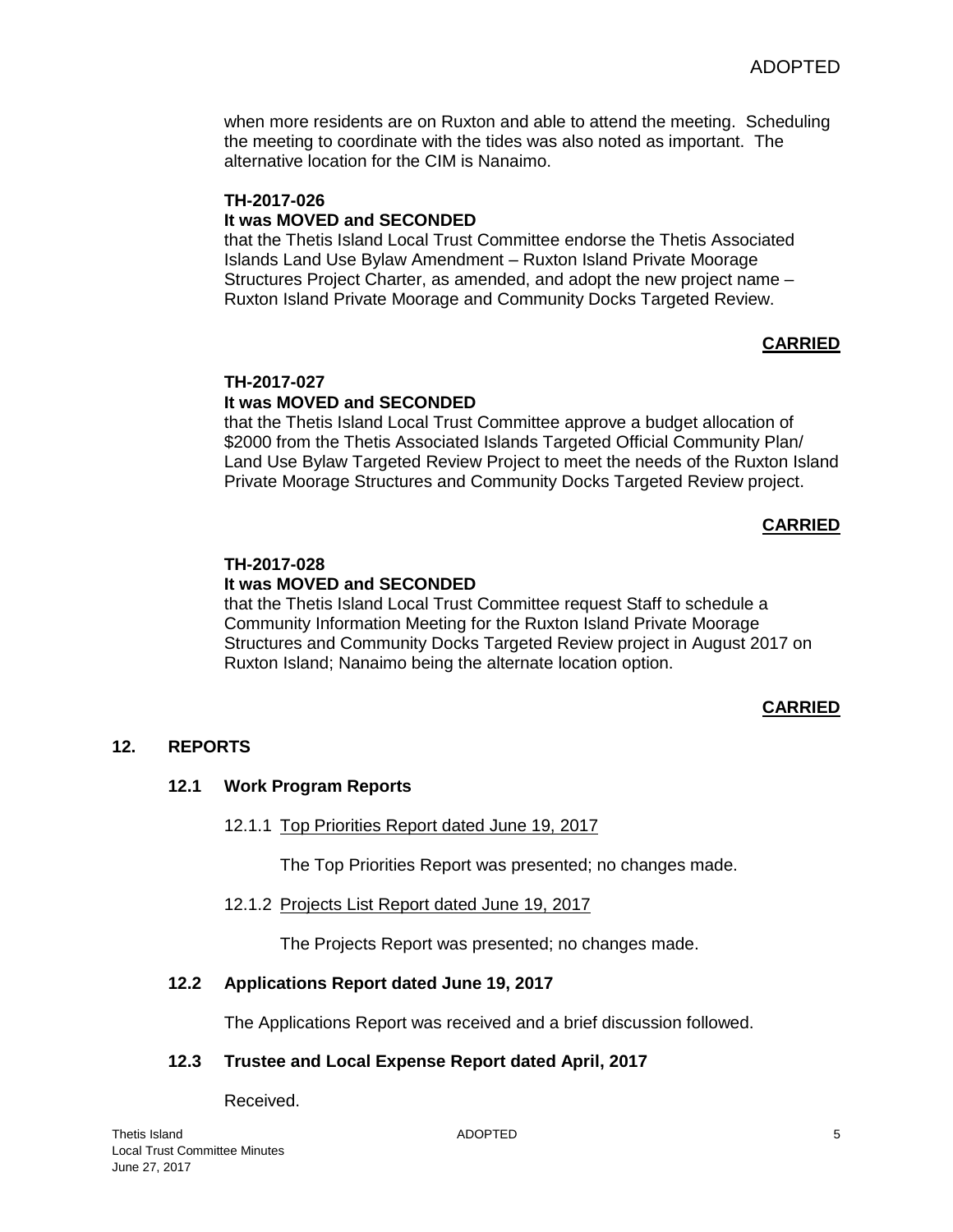when more residents are on Ruxton and able to attend the meeting. Scheduling the meeting to coordinate with the tides was also noted as important. The alternative location for the CIM is Nanaimo.

**TH-2017-026**
**It was MOVED and SECONDED**
that the Thetis Island Local Trust Committee endorse the Thetis Associated Islands Land Use Bylaw Amendment – Ruxton Island Private Moorage Structures Project Charter, as amended, and adopt the new project name – Ruxton Island Private Moorage and Community Docks Targeted Review.

**CARRIED**

**TH-2017-027**
**It was MOVED and SECONDED**
that the Thetis Island Local Trust Committee approve a budget allocation of $2000 from the Thetis Associated Islands Targeted Official Community Plan/ Land Use Bylaw Targeted Review Project to meet the needs of the Ruxton Island Private Moorage Structures and Community Docks Targeted Review project.

**CARRIED**

**TH-2017-028**
**It was MOVED and SECONDED**
that the Thetis Island Local Trust Committee request Staff to schedule a Community Information Meeting for the Ruxton Island Private Moorage Structures and Community Docks Targeted Review project in August 2017 on Ruxton Island; Nanaimo being the alternate location option.

**CARRIED**

## 12. REPORTS

### 12.1 Work Program Reports

12.1.1 Top Priorities Report dated June 19, 2017

The Top Priorities Report was presented; no changes made.

12.1.2 Projects List Report dated June 19, 2017

The Projects Report was presented; no changes made.

### 12.2 Applications Report dated June 19, 2017

The Applications Report was received and a brief discussion followed.

### 12.3 Trustee and Local Expense Report dated April, 2017

Received.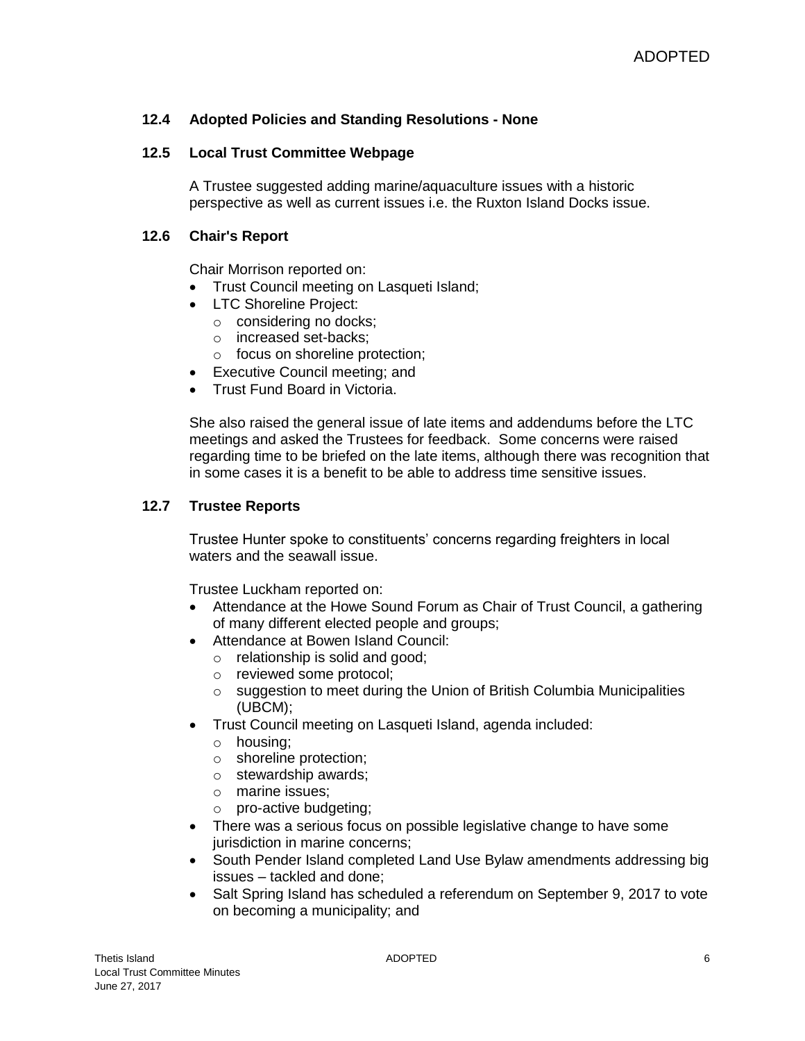### 12.4 Adopted Policies and Standing Resolutions - None

### 12.5 Local Trust Committee Webpage

A Trustee suggested adding marine/aquaculture issues with a historic perspective as well as current issues i.e. the Ruxton Island Docks issue.

### 12.6 Chair's Report

Chair Morrison reported on:

- Trust Council meeting on Lasqueti Island;
- LTC Shoreline Project:
  - considering no docks;
  - increased set-backs;
  - focus on shoreline protection;
- Executive Council meeting; and
- Trust Fund Board in Victoria.

She also raised the general issue of late items and addendums before the LTC meetings and asked the Trustees for feedback. Some concerns were raised regarding time to be briefed on the late items, although there was recognition that in some cases it is a benefit to be able to address time sensitive issues.

### 12.7 Trustee Reports

Trustee Hunter spoke to constituents' concerns regarding freighters in local waters and the seawall issue.

Trustee Luckham reported on:

- Attendance at the Howe Sound Forum as Chair of Trust Council, a gathering of many different elected people and groups;
- Attendance at Bowen Island Council:
  - relationship is solid and good;
  - reviewed some protocol;
  - suggestion to meet during the Union of British Columbia Municipalities (UBCM);
- Trust Council meeting on Lasqueti Island, agenda included:
  - housing;
  - shoreline protection;
  - stewardship awards;
  - marine issues;
  - pro-active budgeting;
- There was a serious focus on possible legislative change to have some jurisdiction in marine concerns;
- South Pender Island completed Land Use Bylaw amendments addressing big issues – tackled and done;
- Salt Spring Island has scheduled a referendum on September 9, 2017 to vote on becoming a municipality; and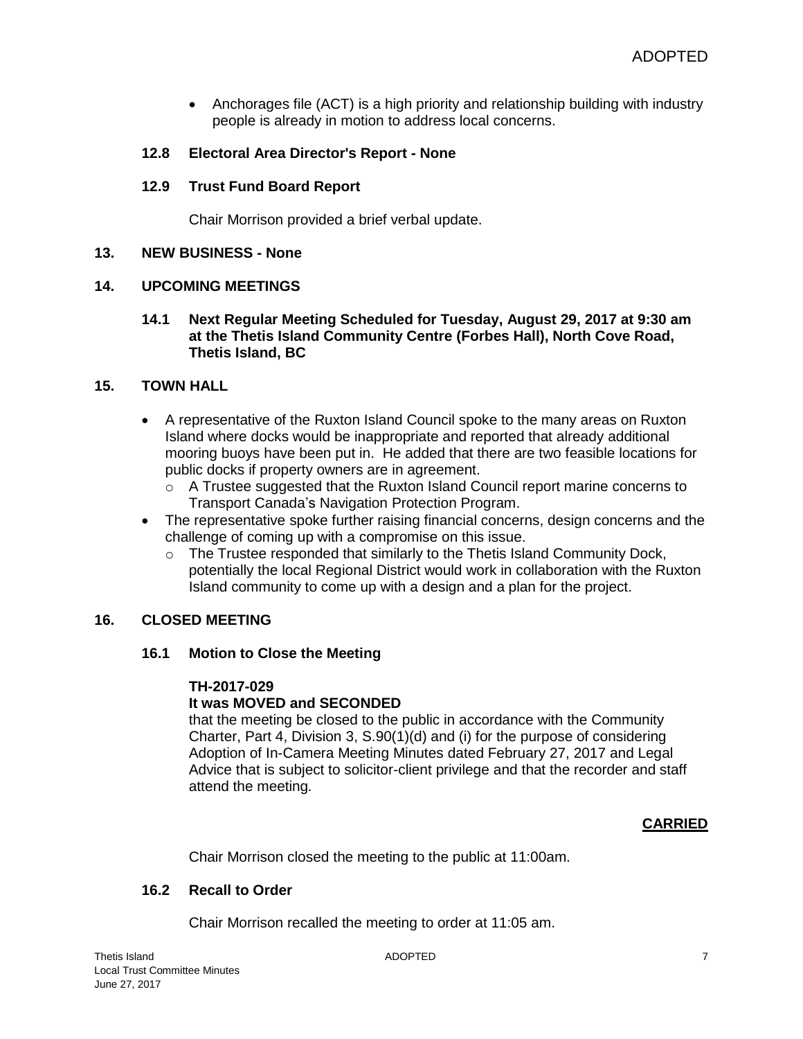- Anchorages file (ACT) is a high priority and relationship building with industry people is already in motion to address local concerns.

### 12.8 Electoral Area Director's Report - None

### 12.9 Trust Fund Board Report

Chair Morrison provided a brief verbal update.

## 13. NEW BUSINESS - None

## 14. UPCOMING MEETINGS

### 14.1 Next Regular Meeting Scheduled for Tuesday, August 29, 2017 at 9:30 am at the Thetis Island Community Centre (Forbes Hall), North Cove Road, Thetis Island, BC

## 15. TOWN HALL

- A representative of the Ruxton Island Council spoke to the many areas on Ruxton Island where docks would be inappropriate and reported that already additional mooring buoys have been put in. He added that there are two feasible locations for public docks if property owners are in agreement.
  - A Trustee suggested that the Ruxton Island Council report marine concerns to Transport Canada's Navigation Protection Program.
- The representative spoke further raising financial concerns, design concerns and the challenge of coming up with a compromise on this issue.
  - The Trustee responded that similarly to the Thetis Island Community Dock, potentially the local Regional District would work in collaboration with the Ruxton Island community to come up with a design and a plan for the project.

## 16. CLOSED MEETING

### 16.1 Motion to Close the Meeting

**TH-2017-029**
**It was MOVED and SECONDED**
that the meeting be closed to the public in accordance with the Community Charter, Part 4, Division 3, S.90(1)(d) and (i) for the purpose of considering Adoption of In-Camera Meeting Minutes dated February 27, 2017 and Legal Advice that is subject to solicitor-client privilege and that the recorder and staff attend the meeting.

**CARRIED**

Chair Morrison closed the meeting to the public at 11:00am.

### 16.2 Recall to Order

Chair Morrison recalled the meeting to order at 11:05 am.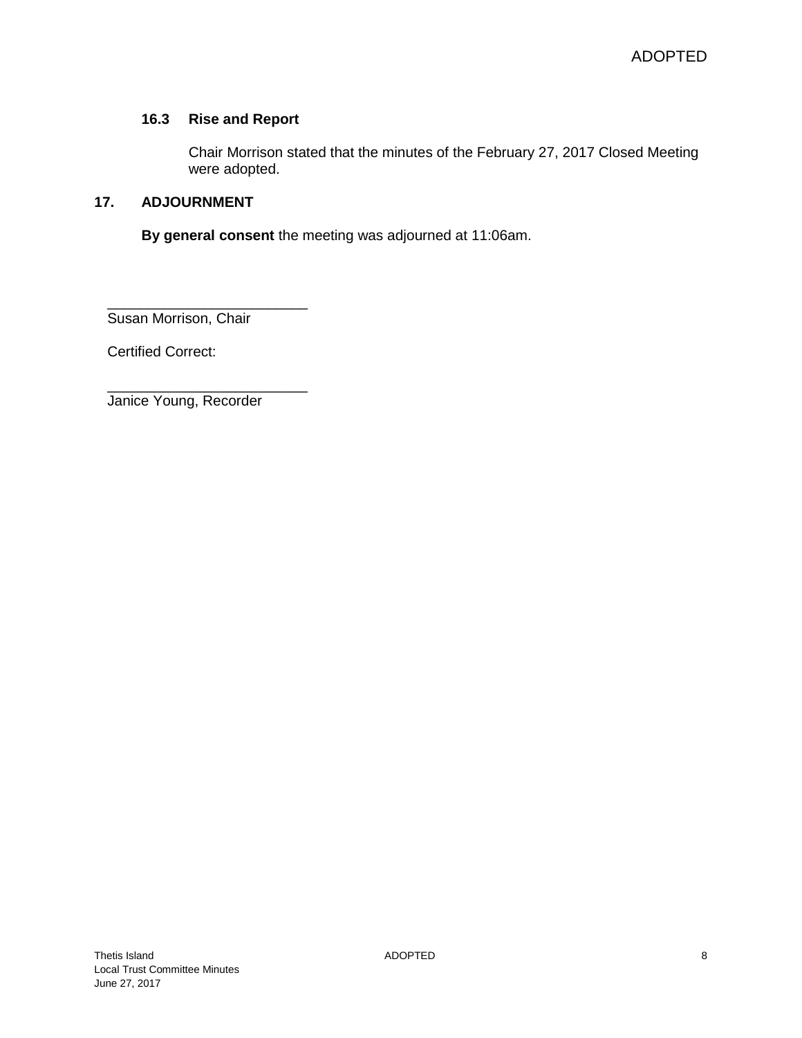### 16.3 Rise and Report

Chair Morrison stated that the minutes of the February 27, 2017 Closed Meeting were adopted.

## 17. ADJOURNMENT

**By general consent** the meeting was adjourned at 11:06am.

_________________________
Susan Morrison, Chair

Certified Correct:

_________________________
Janice Young, Recorder